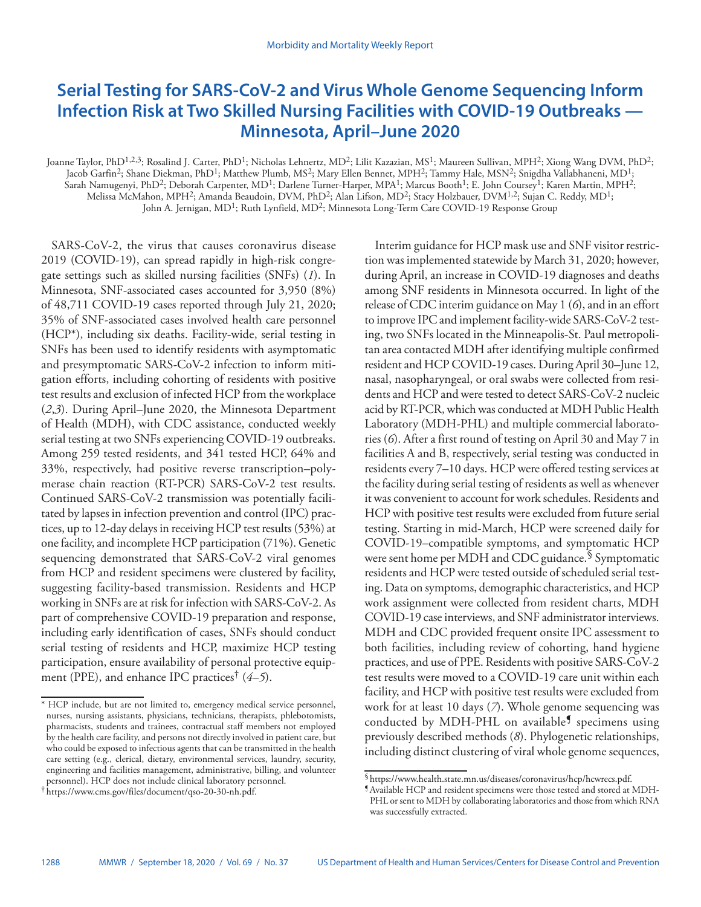# Serial Testing for SARS-CoV-2 and Virus Whole Genome Sequencing Inform Infection Risk at Two Skilled Nursing Facilities with COVID-19 Outbreaks — Minnesota, April–June 2020

Joanne Taylor, PhD[1,2,3]; Rosalind J. Carter, PhD[1]; Nicholas Lehnertz, MD[2]; Lilit Kazazian, MS[1]; Maureen Sullivan, MPH[2]; Xiong Wang DVM, PhD[2]; Jacob Garfin[2]; Shane Diekman, PhD[1]; Matthew Plumb, MS[2]; Mary Ellen Bennet, MPH[2]; Tammy Hale, MSN[2]; Snigdha Vallabhaneni, MD[1]; Sarah Namugenyi, PhD[2]; Deborah Carpenter, MD[1]; Darlene Turner-Harper, MPA[1]; Marcus Booth[1]; E. John Coursey[1]; Karen Martin, MPH[2]; Melissa McMahon, MPH[2]; Amanda Beaudoin, DVM, PhD[2]; Alan Lifson, MD[2]; Stacy Holzbauer, DVM[1,2]; Sujan C. Reddy, MD[1]; John A. Jernigan, MD[1]; Ruth Lynfield, MD[2]; Minnesota Long-Term Care COVID-19 Response Group

SARS-CoV-2, the virus that causes coronavirus disease 2019 (COVID-19), can spread rapidly in high-risk congregate settings such as skilled nursing facilities (SNFs) (*1*). In Minnesota, SNF-associated cases accounted for 3,950 (8%) of 48,711 COVID-19 cases reported through July 21, 2020; 35% of SNF-associated cases involved health care personnel (HCP*), including six deaths. Facility-wide, serial testing in SNFs has been used to identify residents with asymptomatic and presymptomatic SARS-CoV-2 infection to inform mitigation efforts, including cohorting of residents with positive test results and exclusion of infected HCP from the workplace (*2*,*3*). During April–June 2020, the Minnesota Department of Health (MDH), with CDC assistance, conducted weekly serial testing at two SNFs experiencing COVID-19 outbreaks. Among 259 tested residents, and 341 tested HCP, 64% and 33%, respectively, had positive reverse transcription–polymerase chain reaction (RT-PCR) SARS-CoV-2 test results. Continued SARS-CoV-2 transmission was potentially facilitated by lapses in infection prevention and control (IPC) practices, up to 12-day delays in receiving HCP test results (53%) at one facility, and incomplete HCP participation (71%). Genetic sequencing demonstrated that SARS-CoV-2 viral genomes from HCP and resident specimens were clustered by facility, suggesting facility-based transmission. Residents and HCP working in SNFs are at risk for infection with SARS-CoV-2. As part of comprehensive COVID-19 preparation and response, including early identification of cases, SNFs should conduct serial testing of residents and HCP, maximize HCP testing participation, ensure availability of personal protective equipment (PPE), and enhance IPC practices† (*4*–*5*).

Interim guidance for HCP mask use and SNF visitor restriction was implemented statewide by March 31, 2020; however, during April, an increase in COVID-19 diagnoses and deaths among SNF residents in Minnesota occurred. In light of the release of CDC interim guidance on May 1 (*6*), and in an effort to improve IPC and implement facility-wide SARS-CoV-2 testing, two SNFs located in the Minneapolis-St. Paul metropolitan area contacted MDH after identifying multiple confirmed resident and HCP COVID-19 cases. During April 30–June 12, nasal, nasopharyngeal, or oral swabs were collected from residents and HCP and were tested to detect SARS-CoV-2 nucleic acid by RT-PCR, which was conducted at MDH Public Health Laboratory (MDH-PHL) and multiple commercial laboratories (*6*). After a first round of testing on April 30 and May 7 in facilities A and B, respectively, serial testing was conducted in residents every 7–10 days. HCP were offered testing services at the facility during serial testing of residents as well as whenever it was convenient to account for work schedules. Residents and HCP with positive test results were excluded from future serial testing. Starting in mid-March, HCP were screened daily for COVID-19–compatible symptoms, and symptomatic HCP were sent home per MDH and CDC guidance.§ Symptomatic residents and HCP were tested outside of scheduled serial testing. Data on symptoms, demographic characteristics, and HCP work assignment were collected from resident charts, MDH COVID-19 case interviews, and SNF administrator interviews. MDH and CDC provided frequent onsite IPC assessment to both facilities, including review of cohorting, hand hygiene practices, and use of PPE. Residents with positive SARS-CoV-2 test results were moved to a COVID-19 care unit within each facility, and HCP with positive test results were excluded from work for at least 10 days (*7*). Whole genome sequencing was conducted by MDH-PHL on available¶ specimens using previously described methods (*8*). Phylogenetic relationships, including distinct clustering of viral whole genome sequences,

---

\* HCP include, but are not limited to, emergency medical service personnel, nurses, nursing assistants, physicians, technicians, therapists, phlebotomists, pharmacists, students and trainees, contractual staff members not employed by the health care facility, and persons not directly involved in patient care, but who could be exposed to infectious agents that can be transmitted in the health care setting (e.g., clerical, dietary, environmental services, laundry, security, engineering and facilities management, administrative, billing, and volunteer personnel). HCP does not include clinical laboratory personnel.

† https://www.cms.gov/files/document/qso-20-30-nh.pdf.

§ https://www.health.state.mn.us/diseases/coronavirus/hcp/hcwrecs.pdf.

¶ Available HCP and resident specimens were those tested and stored at MDH-PHL or sent to MDH by collaborating laboratories and those from which RNA was successfully extracted.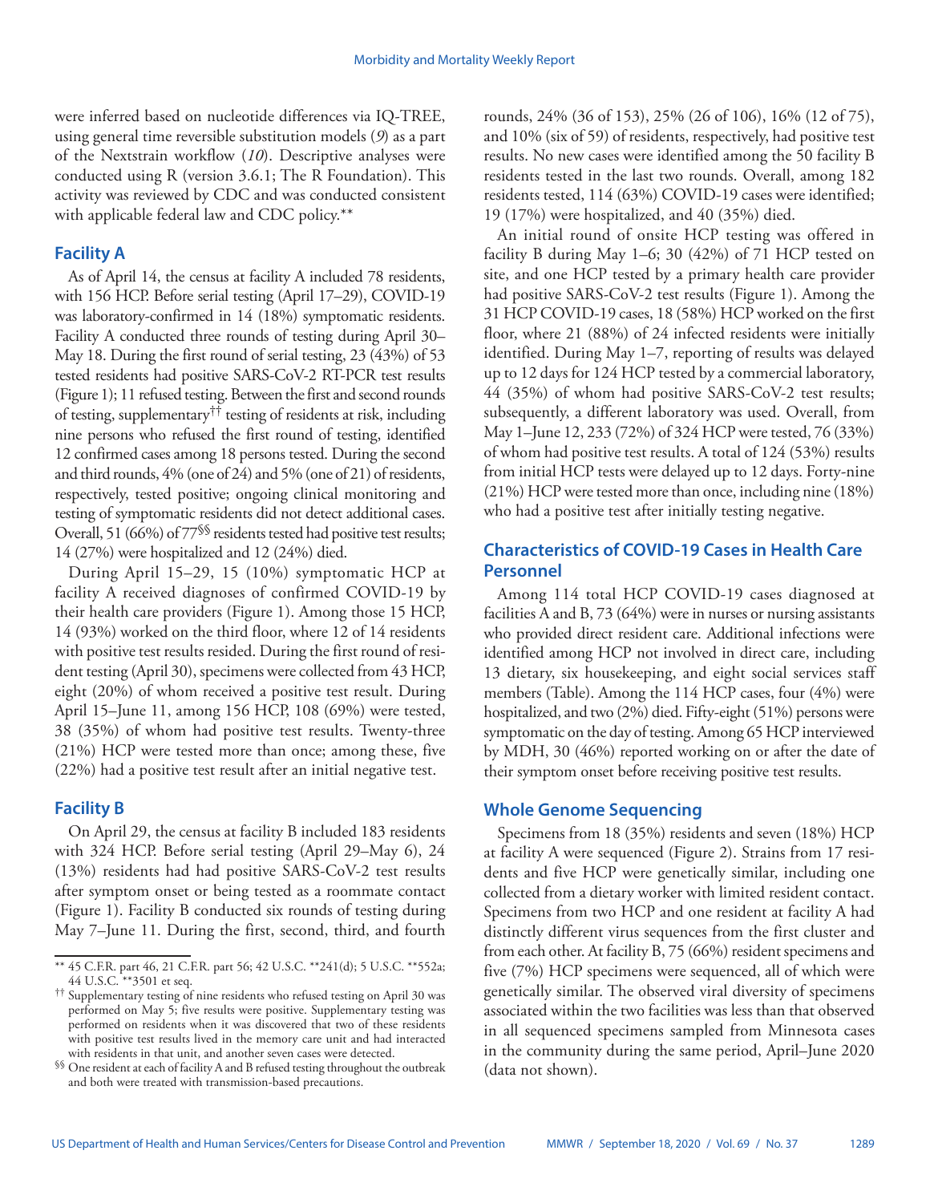were inferred based on nucleotide differences via IQ-TREE, using general time reversible substitution models (*9*) as a part of the Nextstrain workflow (*10*). Descriptive analyses were conducted using R (version 3.6.1; The R Foundation). This activity was reviewed by CDC and was conducted consistent with applicable federal law and CDC policy.**

## Facility A

As of April 14, the census at facility A included 78 residents, with 156 HCP. Before serial testing (April 17–29), COVID-19 was laboratory-confirmed in 14 (18%) symptomatic residents. Facility A conducted three rounds of testing during April 30–May 18. During the first round of serial testing, 23 (43%) of 53 tested residents had positive SARS-CoV-2 RT-PCR test results (Figure 1); 11 refused testing. Between the first and second rounds of testing, supplementary[††] testing of residents at risk, including nine persons who refused the first round of testing, identified 12 confirmed cases among 18 persons tested. During the second and third rounds, 4% (one of 24) and 5% (one of 21) of residents, respectively, tested positive; ongoing clinical monitoring and testing of symptomatic residents did not detect additional cases. Overall, 51 (66%) of 77[§§] residents tested had positive test results; 14 (27%) were hospitalized and 12 (24%) died.

During April 15–29, 15 (10%) symptomatic HCP at facility A received diagnoses of confirmed COVID-19 by their health care providers (Figure 1). Among those 15 HCP, 14 (93%) worked on the third floor, where 12 of 14 residents with positive test results resided. During the first round of resident testing (April 30), specimens were collected from 43 HCP, eight (20%) of whom received a positive test result. During April 15–June 11, among 156 HCP, 108 (69%) were tested, 38 (35%) of whom had positive test results. Twenty-three (21%) HCP were tested more than once; among these, five (22%) had a positive test result after an initial negative test.

## Facility B

On April 29, the census at facility B included 183 residents with 324 HCP. Before serial testing (April 29–May 6), 24 (13%) residents had had positive SARS-CoV-2 test results after symptom onset or being tested as a roommate contact (Figure 1). Facility B conducted six rounds of testing during May 7–June 11. During the first, second, third, and fourth rounds, 24% (36 of 153), 25% (26 of 106), 16% (12 of 75), and 10% (six of 59) of residents, respectively, had positive test results. No new cases were identified among the 50 facility B residents tested in the last two rounds. Overall, among 182 residents tested, 114 (63%) COVID-19 cases were identified; 19 (17%) were hospitalized, and 40 (35%) died.

An initial round of onsite HCP testing was offered in facility B during May 1–6; 30 (42%) of 71 HCP tested on site, and one HCP tested by a primary health care provider had positive SARS-CoV-2 test results (Figure 1). Among the 31 HCP COVID-19 cases, 18 (58%) HCP worked on the first floor, where 21 (88%) of 24 infected residents were initially identified. During May 1–7, reporting of results was delayed up to 12 days for 124 HCP tested by a commercial laboratory, 44 (35%) of whom had positive SARS-CoV-2 test results; subsequently, a different laboratory was used. Overall, from May 1–June 12, 233 (72%) of 324 HCP were tested, 76 (33%) of whom had positive test results. A total of 124 (53%) results from initial HCP tests were delayed up to 12 days. Forty-nine (21%) HCP were tested more than once, including nine (18%) who had a positive test after initially testing negative.

## Characteristics of COVID-19 Cases in Health Care Personnel

Among 114 total HCP COVID-19 cases diagnosed at facilities A and B, 73 (64%) were in nurses or nursing assistants who provided direct resident care. Additional infections were identified among HCP not involved in direct care, including 13 dietary, six housekeeping, and eight social services staff members (Table). Among the 114 HCP cases, four (4%) were hospitalized, and two (2%) died. Fifty-eight (51%) persons were symptomatic on the day of testing. Among 65 HCP interviewed by MDH, 30 (46%) reported working on or after the date of their symptom onset before receiving positive test results.

## Whole Genome Sequencing

Specimens from 18 (35%) residents and seven (18%) HCP at facility A were sequenced (Figure 2). Strains from 17 residents and five HCP were genetically similar, including one collected from a dietary worker with limited resident contact. Specimens from two HCP and one resident at facility A had distinctly different virus sequences from the first cluster and from each other. At facility B, 75 (66%) resident specimens and five (7%) HCP specimens were sequenced, all of which were genetically similar. The observed viral diversity of specimens associated within the two facilities was less than that observed in all sequenced specimens sampled from Minnesota cases in the community during the same period, April–June 2020 (data not shown).

---

** 45 C.F.R. part 46, 21 C.F.R. part 56; 42 U.S.C. **241(d); 5 U.S.C. **552a; 44 U.S.C. **3501 et seq.

†† Supplementary testing of nine residents who refused testing on April 30 was performed on May 5; five results were positive. Supplementary testing was performed on residents when it was discovered that two of these residents with positive test results lived in the memory care unit and had interacted with residents in that unit, and another seven cases were detected.

§§ One resident at each of facility A and B refused testing throughout the outbreak and both were treated with transmission-based precautions.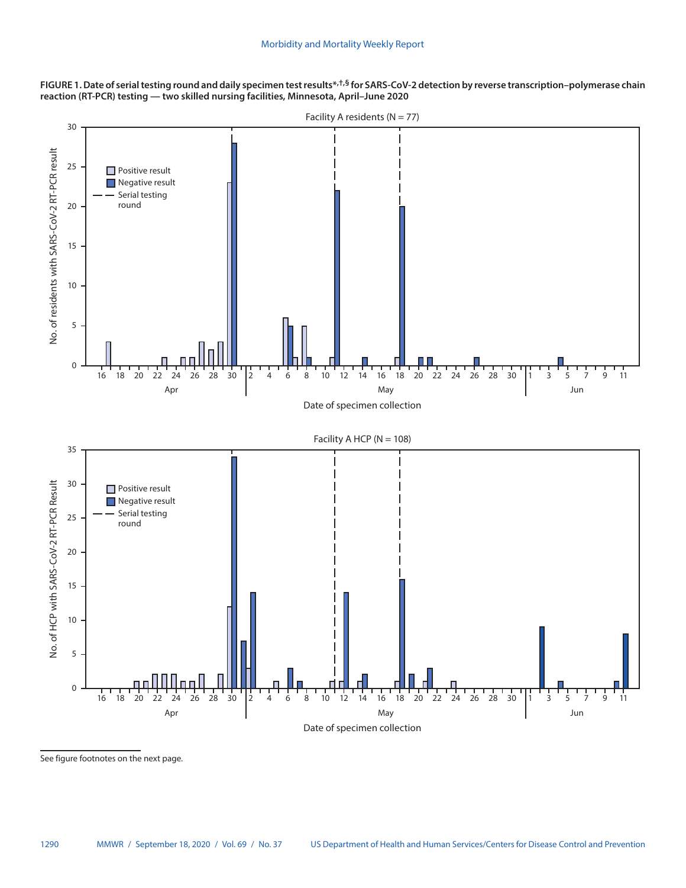**FIGURE 1. Date of serial testing round and daily specimen test results\*,†,§ for SARS-CoV-2 detection by reverse transcription–polymerase chain reaction (RT-PCR) testing — two skilled nursing facilities, Minnesota, April–June 2020**

See figure footnotes on the next page.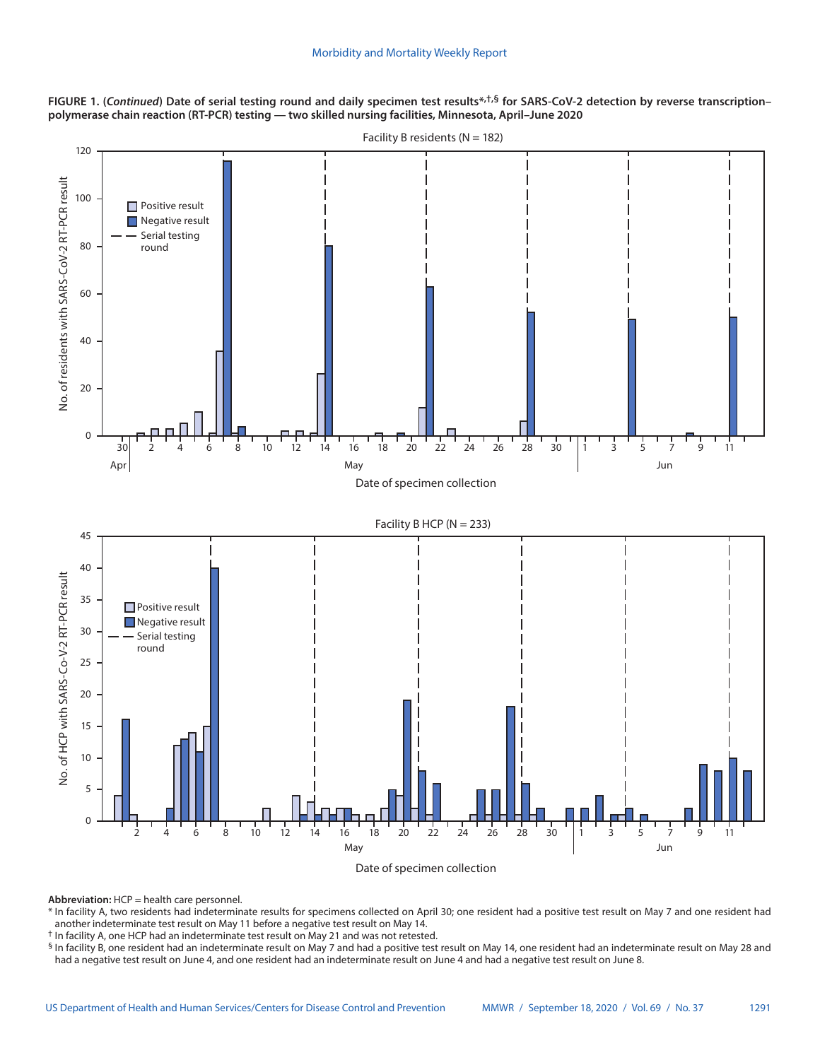**FIGURE 1. (*Continued*) Date of serial testing round and daily specimen test results*,†,§ for SARS-CoV-2 detection by reverse transcription–polymerase chain reaction (RT-PCR) testing — two skilled nursing facilities, Minnesota, April–June 2020**

**Abbreviation:** HCP = health care personnel.

\* In facility A, two residents had indeterminate results for specimens collected on April 30; one resident had a positive test result on May 7 and one resident had another indeterminate test result on May 11 before a negative test result on May 14.

† In facility A, one HCP had an indeterminate test result on May 21 and was not retested.

§ In facility B, one resident had an indeterminate result on May 7 and had a positive test result on May 14, one resident had an indeterminate result on May 28 and had a negative test result on June 4, and one resident had an indeterminate result on June 4 and had a negative test result on June 8.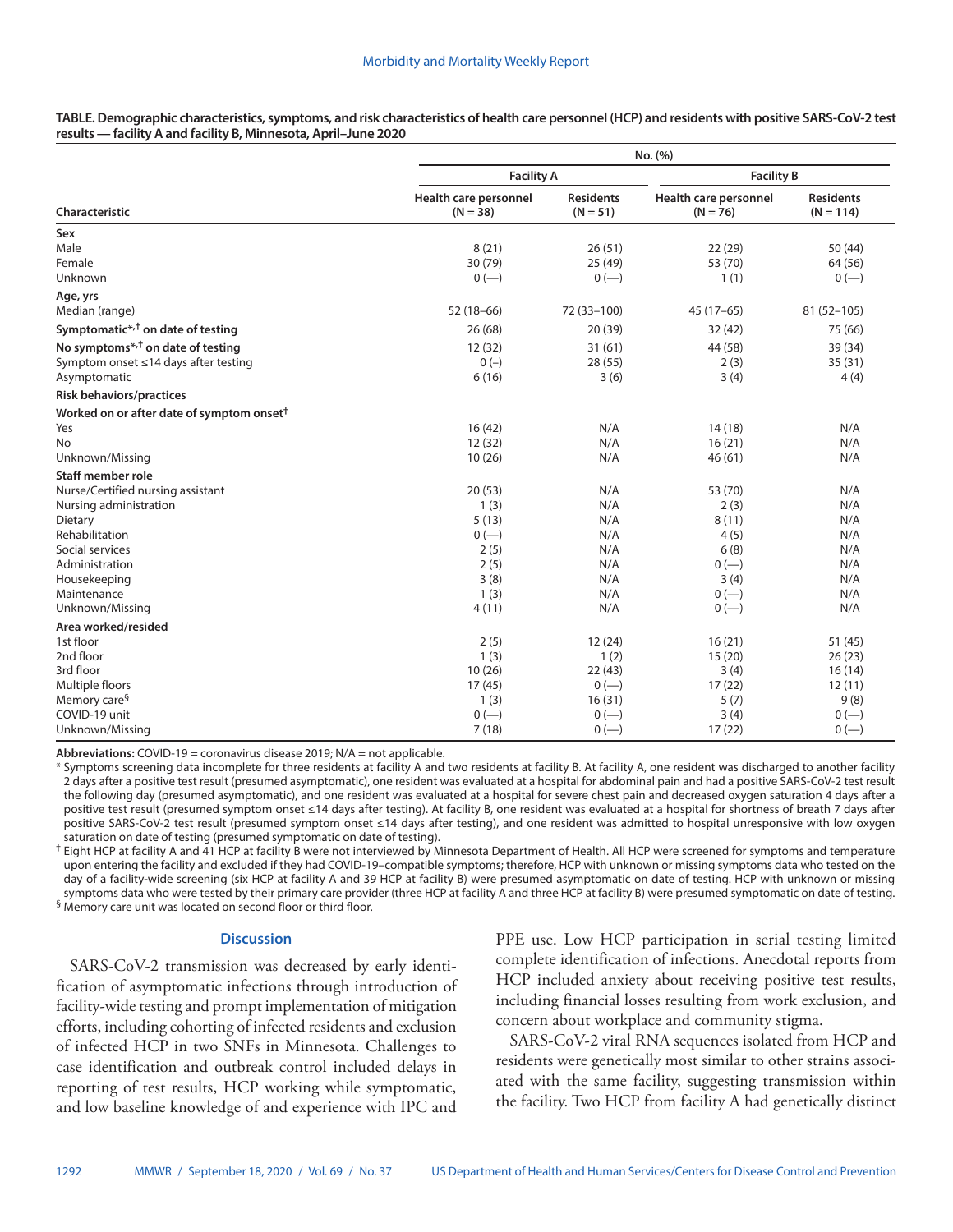**TABLE. Demographic characteristics, symptoms, and risk characteristics of health care personnel (HCP) and residents with positive SARS-CoV-2 test results — facility A and facility B, Minnesota, April–June 2020**

| Characteristic | No. (%) | | | |
|---|---|---|---|---|
| | Facility A | | Facility B | |
| | Health care personnel (N = 38) | Residents (N = 51) | Health care personnel (N = 76) | Residents (N = 114) |
| **Sex** | | | | |
| Male | 8 (21) | 26 (51) | 22 (29) | 50 (44) |
| Female | 30 (79) | 25 (49) | 53 (70) | 64 (56) |
| Unknown | 0 (—) | 0 (—) | 1 (1) | 0 (—) |
| **Age, yrs** | | | | |
| Median (range) | 52 (18–66) | 72 (33–100) | 45 (17–65) | 81 (52–105) |
| **Symptomatic*,† on date of testing** | 26 (68) | 20 (39) | 32 (42) | 75 (66) |
| **No symptoms*,† on date of testing** | 12 (32) | 31 (61) | 44 (58) | 39 (34) |
| Symptom onset ≤14 days after testing | 0 (–) | 28 (55) | 2 (3) | 35 (31) |
| Asymptomatic | 6 (16) | 3 (6) | 3 (4) | 4 (4) |
| **Risk behaviors/practices** | | | | |
| **Worked on or after date of symptom onset†** | | | | |
| Yes | 16 (42) | N/A | 14 (18) | N/A |
| No | 12 (32) | N/A | 16 (21) | N/A |
| Unknown/Missing | 10 (26) | N/A | 46 (61) | N/A |
| **Staff member role** | | | | |
| Nurse/Certified nursing assistant | 20 (53) | N/A | 53 (70) | N/A |
| Nursing administration | 1 (3) | N/A | 2 (3) | N/A |
| Dietary | 5 (13) | N/A | 8 (11) | N/A |
| Rehabilitation | 0 (—) | N/A | 4 (5) | N/A |
| Social services | 2 (5) | N/A | 6 (8) | N/A |
| Administration | 2 (5) | N/A | 0 (—) | N/A |
| Housekeeping | 3 (8) | N/A | 3 (4) | N/A |
| Maintenance | 1 (3) | N/A | 0 (—) | N/A |
| Unknown/Missing | 4 (11) | N/A | 0 (—) | N/A |
| **Area worked/resided** | | | | |
| 1st floor | 2 (5) | 12 (24) | 16 (21) | 51 (45) |
| 2nd floor | 1 (3) | 1 (2) | 15 (20) | 26 (23) |
| 3rd floor | 10 (26) | 22 (43) | 3 (4) | 16 (14) |
| Multiple floors | 17 (45) | 0 (—) | 17 (22) | 12 (11) |
| Memory care§ | 1 (3) | 16 (31) | 5 (7) | 9 (8) |
| COVID-19 unit | 0 (—) | 0 (—) | 3 (4) | 0 (—) |
| Unknown/Missing | 7 (18) | 0 (—) | 17 (22) | 0 (—) |

**Abbreviations:** COVID-19 = coronavirus disease 2019; N/A = not applicable.

\* Symptoms screening data incomplete for three residents at facility A and two residents at facility B. At facility A, one resident was discharged to another facility 2 days after a positive test result (presumed asymptomatic), one resident was evaluated at a hospital for abdominal pain and had a positive SARS-CoV-2 test result the following day (presumed asymptomatic), and one resident was evaluated at a hospital for severe chest pain and decreased oxygen saturation 4 days after a positive test result (presumed symptom onset ≤14 days after testing). At facility B, one resident was evaluated at a hospital for shortness of breath 7 days after positive SARS-CoV-2 test result (presumed symptom onset ≤14 days after testing), and one resident was admitted to hospital unresponsive with low oxygen saturation on date of testing (presumed symptomatic on date of testing).

† Eight HCP at facility A and 41 HCP at facility B were not interviewed by Minnesota Department of Health. All HCP were screened for symptoms and temperature upon entering the facility and excluded if they had COVID-19–compatible symptoms; therefore, HCP with unknown or missing symptoms data who tested on the day of a facility-wide screening (six HCP at facility A and 39 HCP at facility B) were presumed asymptomatic on date of testing. HCP with unknown or missing symptoms data who were tested by their primary care provider (three HCP at facility A and three HCP at facility B) were presumed symptomatic on date of testing.

§ Memory care unit was located on second floor or third floor.

## Discussion

SARS-CoV-2 transmission was decreased by early identification of asymptomatic infections through introduction of facility-wide testing and prompt implementation of mitigation efforts, including cohorting of infected residents and exclusion of infected HCP in two SNFs in Minnesota. Challenges to case identification and outbreak control included delays in reporting of test results, HCP working while symptomatic, and low baseline knowledge of and experience with IPC and PPE use. Low HCP participation in serial testing limited complete identification of infections. Anecdotal reports from HCP included anxiety about receiving positive test results, including financial losses resulting from work exclusion, and concern about workplace and community stigma.

SARS-CoV-2 viral RNA sequences isolated from HCP and residents were genetically most similar to other strains associated with the same facility, suggesting transmission within the facility. Two HCP from facility A had genetically distinct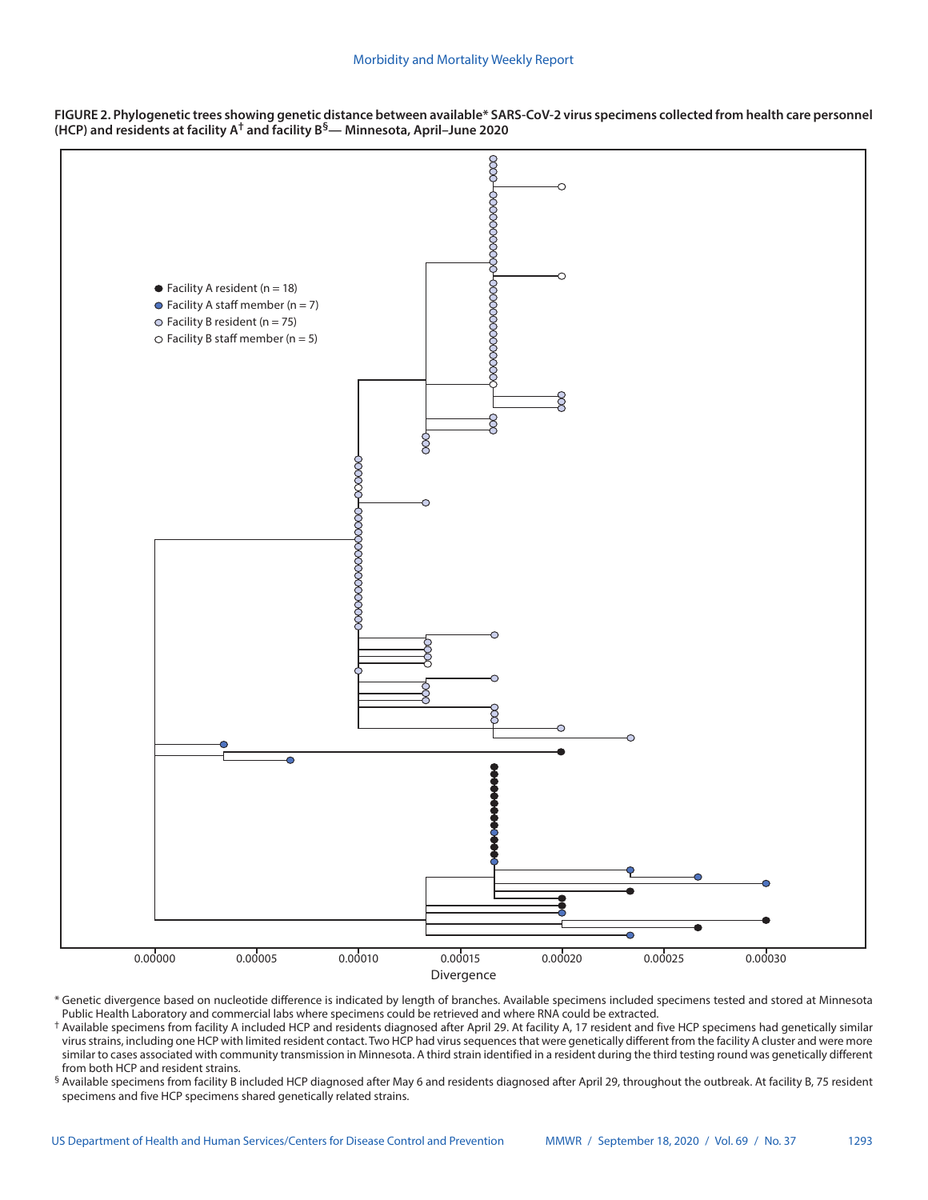**FIGURE 2. Phylogenetic trees showing genetic distance between available* SARS-CoV-2 virus specimens collected from health care personnel (HCP) and residents at facility A† and facility B§— Minnesota, April–June 2020**

* Genetic divergence based on nucleotide difference is indicated by length of branches. Available specimens included specimens tested and stored at Minnesota Public Health Laboratory and commercial labs where specimens could be retrieved and where RNA could be extracted.

† Available specimens from facility A included HCP and residents diagnosed after April 29. At facility A, 17 resident and five HCP specimens had genetically similar virus strains, including one HCP with limited resident contact. Two HCP had virus sequences that were genetically different from the facility A cluster and were more similar to cases associated with community transmission in Minnesota. A third strain identified in a resident during the third testing round was genetically different from both HCP and resident strains.

§ Available specimens from facility B included HCP diagnosed after May 6 and residents diagnosed after April 29, throughout the outbreak. At facility B, 75 resident specimens and five HCP specimens shared genetically related strains.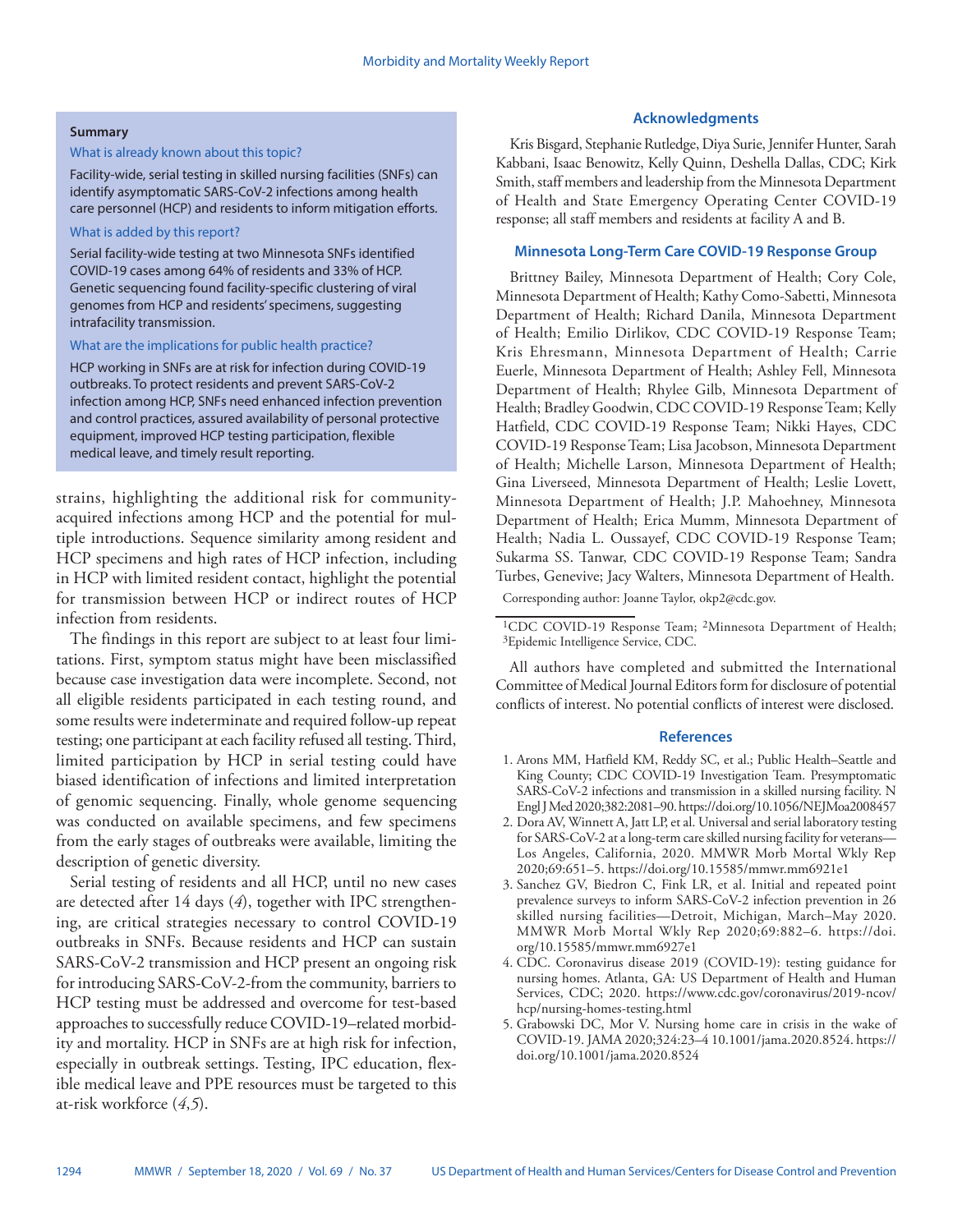**Summary**

What is already known about this topic?

Facility-wide, serial testing in skilled nursing facilities (SNFs) can identify asymptomatic SARS-CoV-2 infections among health care personnel (HCP) and residents to inform mitigation efforts.

What is added by this report?

Serial facility-wide testing at two Minnesota SNFs identified COVID-19 cases among 64% of residents and 33% of HCP. Genetic sequencing found facility-specific clustering of viral genomes from HCP and residents' specimens, suggesting intrafacility transmission.

What are the implications for public health practice?

HCP working in SNFs are at risk for infection during COVID-19 outbreaks. To protect residents and prevent SARS-CoV-2 infection among HCP, SNFs need enhanced infection prevention and control practices, assured availability of personal protective equipment, improved HCP testing participation, flexible medical leave, and timely result reporting.

strains, highlighting the additional risk for community-acquired infections among HCP and the potential for multiple introductions. Sequence similarity among resident and HCP specimens and high rates of HCP infection, including in HCP with limited resident contact, highlight the potential for transmission between HCP or indirect routes of HCP infection from residents.

The findings in this report are subject to at least four limitations. First, symptom status might have been misclassified because case investigation data were incomplete. Second, not all eligible residents participated in each testing round, and some results were indeterminate and required follow-up repeat testing; one participant at each facility refused all testing. Third, limited participation by HCP in serial testing could have biased identification of infections and limited interpretation of genomic sequencing. Finally, whole genome sequencing was conducted on available specimens, and few specimens from the early stages of outbreaks were available, limiting the description of genetic diversity.

Serial testing of residents and all HCP, until no new cases are detected after 14 days (*4*), together with IPC strengthening, are critical strategies necessary to control COVID-19 outbreaks in SNFs. Because residents and HCP can sustain SARS-CoV-2 transmission and HCP present an ongoing risk for introducing SARS-CoV-2-from the community, barriers to HCP testing must be addressed and overcome for test-based approaches to successfully reduce COVID-19–related morbidity and mortality. HCP in SNFs are at high risk for infection, especially in outbreak settings. Testing, IPC education, flexible medical leave and PPE resources must be targeted to this at-risk workforce (*4*,*5*).

## Acknowledgments

Kris Bisgard, Stephanie Rutledge, Diya Surie, Jennifer Hunter, Sarah Kabbani, Isaac Benowitz, Kelly Quinn, Deshella Dallas, CDC; Kirk Smith, staff members and leadership from the Minnesota Department of Health and State Emergency Operating Center COVID-19 response; all staff members and residents at facility A and B.

## Minnesota Long-Term Care COVID-19 Response Group

Brittney Bailey, Minnesota Department of Health; Cory Cole, Minnesota Department of Health; Kathy Como-Sabetti, Minnesota Department of Health; Richard Danila, Minnesota Department of Health; Emilio Dirlikov, CDC COVID-19 Response Team; Kris Ehresmann, Minnesota Department of Health; Carrie Euerle, Minnesota Department of Health; Ashley Fell, Minnesota Department of Health; Rhylee Gilb, Minnesota Department of Health; Bradley Goodwin, CDC COVID-19 Response Team; Kelly Hatfield, CDC COVID-19 Response Team; Nikki Hayes, CDC COVID-19 Response Team; Lisa Jacobson, Minnesota Department of Health; Michelle Larson, Minnesota Department of Health; Gina Liverseed, Minnesota Department of Health; Leslie Lovett, Minnesota Department of Health; J.P. Mahoehney, Minnesota Department of Health; Erica Mumm, Minnesota Department of Health; Nadia L. Oussayef, CDC COVID-19 Response Team; Sukarma SS. Tanwar, CDC COVID-19 Response Team; Sandra Turbes, Genevive; Jacy Walters, Minnesota Department of Health.

Corresponding author: Joanne Taylor, okp2@cdc.gov.

[1]CDC COVID-19 Response Team; [2]Minnesota Department of Health; [3]Epidemic Intelligence Service, CDC.

All authors have completed and submitted the International Committee of Medical Journal Editors form for disclosure of potential conflicts of interest. No potential conflicts of interest were disclosed.

## References

1. Arons MM, Hatfield KM, Reddy SC, et al.; Public Health–Seattle and King County; CDC COVID-19 Investigation Team. Presymptomatic SARS-CoV-2 infections and transmission in a skilled nursing facility. N Engl J Med 2020;382:2081–90. https://doi.org/10.1056/NEJMoa2008457
2. Dora AV, Winnett A, Jatt LP, et al. Universal and serial laboratory testing for SARS-CoV-2 at a long-term care skilled nursing facility for veterans—Los Angeles, California, 2020. MMWR Morb Mortal Wkly Rep 2020;69:651–5. https://doi.org/10.15585/mmwr.mm6921e1
3. Sanchez GV, Biedron C, Fink LR, et al. Initial and repeated point prevalence surveys to inform SARS-CoV-2 infection prevention in 26 skilled nursing facilities—Detroit, Michigan, March–May 2020. MMWR Morb Mortal Wkly Rep 2020;69:882–6. https://doi.org/10.15585/mmwr.mm6927e1
4. CDC. Coronavirus disease 2019 (COVID-19): testing guidance for nursing homes. Atlanta, GA: US Department of Health and Human Services, CDC; 2020. https://www.cdc.gov/coronavirus/2019-ncov/hcp/nursing-homes-testing.html
5. Grabowski DC, Mor V. Nursing home care in crisis in the wake of COVID-19. JAMA 2020;324:23–4 10.1001/jama.2020.8524. https://doi.org/10.1001/jama.2020.8524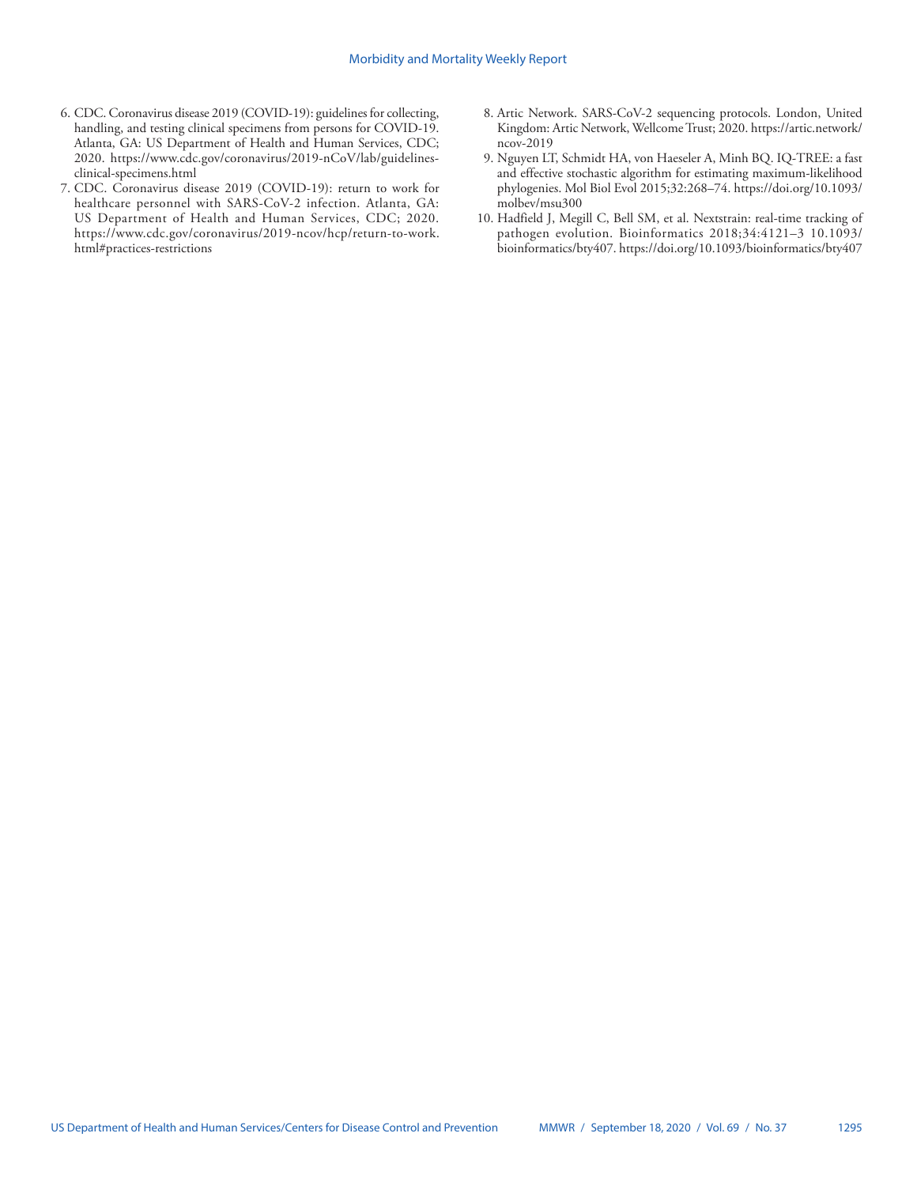6. CDC. Coronavirus disease 2019 (COVID-19): guidelines for collecting, handling, and testing clinical specimens from persons for COVID-19. Atlanta, GA: US Department of Health and Human Services, CDC; 2020. https://www.cdc.gov/coronavirus/2019-nCoV/lab/guidelines-clinical-specimens.html
7. CDC. Coronavirus disease 2019 (COVID-19): return to work for healthcare personnel with SARS-CoV-2 infection. Atlanta, GA: US Department of Health and Human Services, CDC; 2020. https://www.cdc.gov/coronavirus/2019-ncov/hcp/return-to-work.html#practices-restrictions
8. Artic Network. SARS-CoV-2 sequencing protocols. London, United Kingdom: Artic Network, Wellcome Trust; 2020. https://artic.network/ncov-2019
9. Nguyen LT, Schmidt HA, von Haeseler A, Minh BQ. IQ-TREE: a fast and effective stochastic algorithm for estimating maximum-likelihood phylogenies. Mol Biol Evol 2015;32:268–74. https://doi.org/10.1093/molbev/msu300
10. Hadfield J, Megill C, Bell SM, et al. Nextstrain: real-time tracking of pathogen evolution. Bioinformatics 2018;34:4121–3 10.1093/bioinformatics/bty407. https://doi.org/10.1093/bioinformatics/bty407